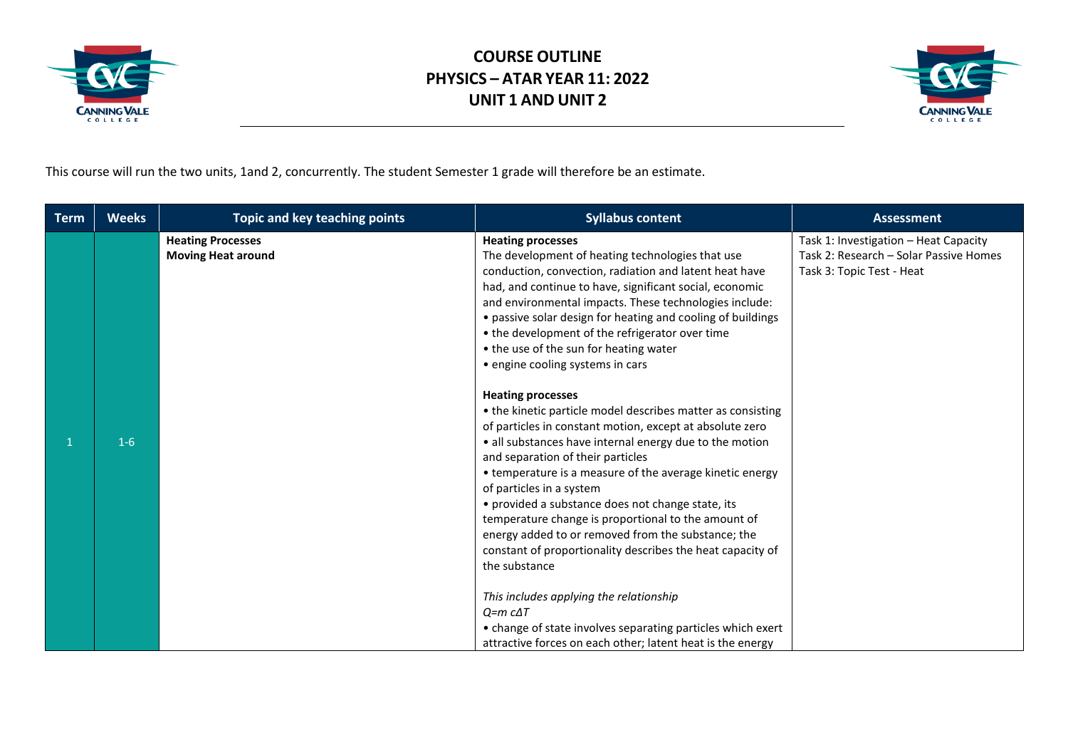# COURSE OUTLINE
# PHYSICS – ATAR YEAR 11: 2022
# UNIT 1 AND UNIT 2

This course will run the two units, 1and 2, concurrently. The student Semester 1 grade will therefore be an estimate.

| Term | Weeks | Topic and key teaching points | Syllabus content | Assessment |
|---|---|---|---|---|
| 1 | 1-6 | **Heating Processes**<br>**Moving Heat around** | **Heating processes**<br>The development of heating technologies that use conduction, convection, radiation and latent heat have had, and continue to have, significant social, economic and environmental impacts. These technologies include:<br>• passive solar design for heating and cooling of buildings<br>• the development of the refrigerator over time<br>• the use of the sun for heating water<br>• engine cooling systems in cars<br><br>**Heating processes**<br>• the kinetic particle model describes matter as consisting of particles in constant motion, except at absolute zero<br>• all substances have internal energy due to the motion and separation of their particles<br>• temperature is a measure of the average kinetic energy of particles in a system<br>• provided a substance does not change state, its temperature change is proportional to the amount of energy added to or removed from the substance; the constant of proportionality describes the heat capacity of the substance<br><br>*This includes applying the relationship*<br>$Q=m\,c\Delta T$<br>• change of state involves separating particles which exert attractive forces on each other; latent heat is the energy | Task 1: Investigation – Heat Capacity<br>Task 2: Research – Solar Passive Homes<br>Task 3: Topic Test - Heat |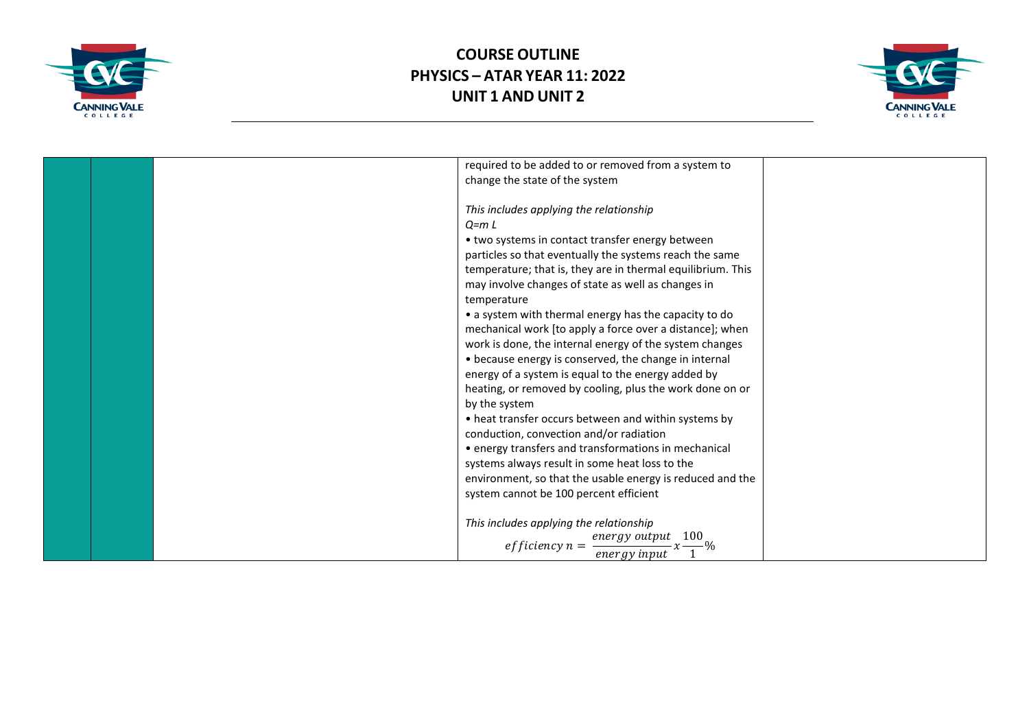| | | | | |
|---|---|---|---|---|
| | | | required to be added to or removed from a system to change the state of the system<br><br>*This includes applying the relationship*<br>*$Q = m L$*<br>• two systems in contact transfer energy between particles so that eventually the systems reach the same temperature; that is, they are in thermal equilibrium. This may involve changes of state as well as changes in temperature<br>• a system with thermal energy has the capacity to do mechanical work [to apply a force over a distance]; when work is done, the internal energy of the system changes<br>• because energy is conserved, the change in internal energy of a system is equal to the energy added by heating, or removed by cooling, plus the work done on or by the system<br>• heat transfer occurs between and within systems by conduction, convection and/or radiation<br>• energy transfers and transformations in mechanical systems always result in some heat loss to the environment, so that the usable energy is reduced and the system cannot be 100 percent efficient<br><br>*This includes applying the relationship*<br>$efficiency\ n = \frac{energy\ output}{energy\ input} x \frac{100}{1}\%$ | |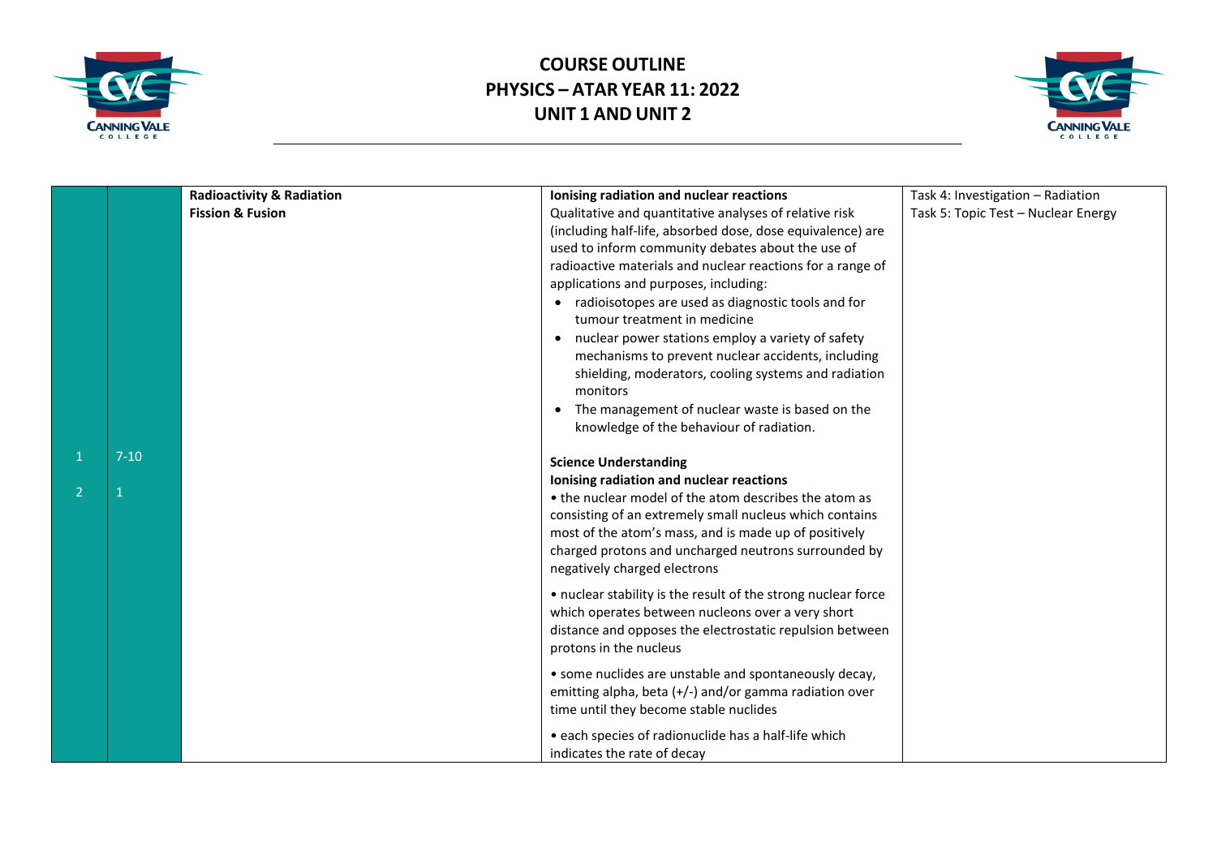# COURSE OUTLINE
# PHYSICS – ATAR YEAR 11: 2022
# UNIT 1 AND UNIT 2

| | | | | |
|---|---|---|---|---|
| 1<br><br>2 | 7-10<br><br>1 | **Radioactivity & Radiation**<br>**Fission & Fusion** | **Ionising radiation and nuclear reactions**<br>Qualitative and quantitative analyses of relative risk (including half-life, absorbed dose, dose equivalence) are used to inform community debates about the use of radioactive materials and nuclear reactions for a range of applications and purposes, including:<br>• radioisotopes are used as diagnostic tools and for tumour treatment in medicine<br>• nuclear power stations employ a variety of safety mechanisms to prevent nuclear accidents, including shielding, moderators, cooling systems and radiation monitors<br>• The management of nuclear waste is based on the knowledge of the behaviour of radiation.<br><br>**Science Understanding**<br>**Ionising radiation and nuclear reactions**<br>• the nuclear model of the atom describes the atom as consisting of an extremely small nucleus which contains most of the atom's mass, and is made up of positively charged protons and uncharged neutrons surrounded by negatively charged electrons<br><br>• nuclear stability is the result of the strong nuclear force which operates between nucleons over a very short distance and opposes the electrostatic repulsion between protons in the nucleus<br><br>• some nuclides are unstable and spontaneously decay, emitting alpha, beta (+/-) and/or gamma radiation over time until they become stable nuclides<br><br>• each species of radionuclide has a half-life which indicates the rate of decay | Task 4: Investigation – Radiation<br>Task 5: Topic Test – Nuclear Energy |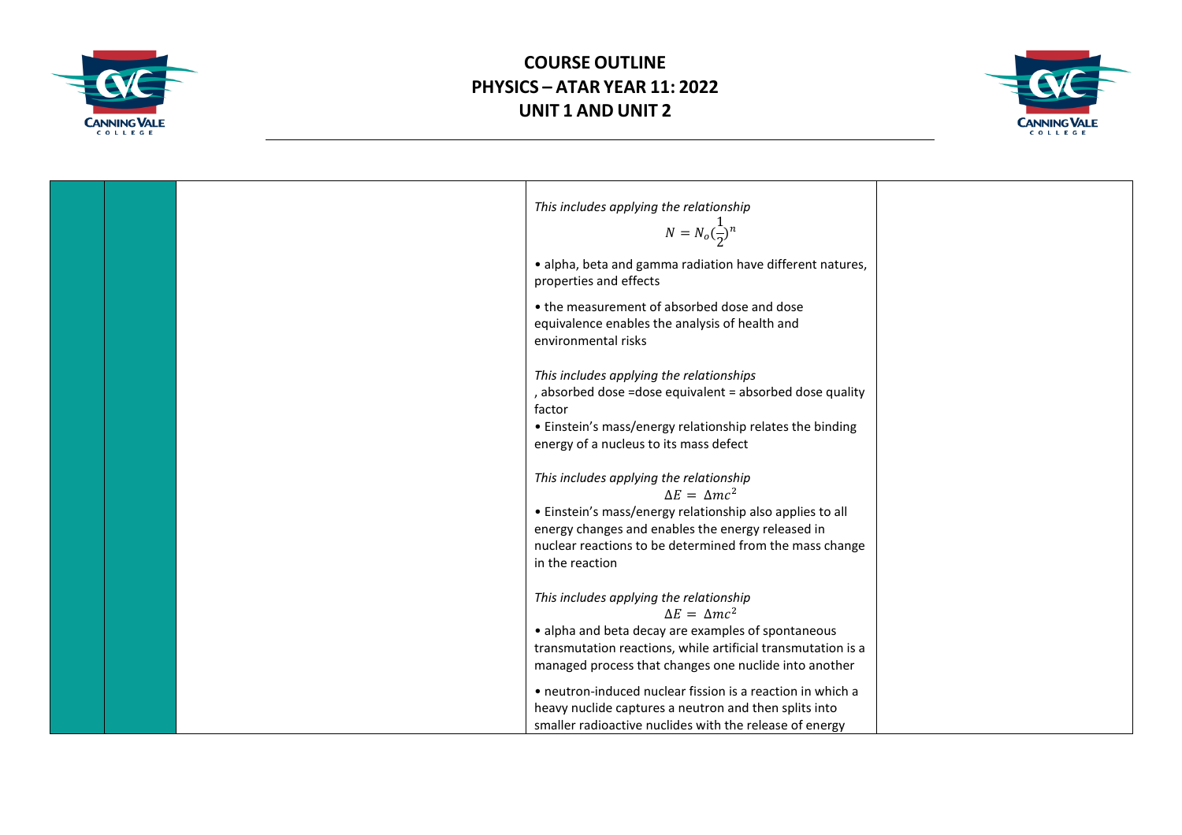| | | | | |
|---|---|---|---|---|
| | | | *This includes applying the relationship*<br>$$N = N_o(\frac{1}{2})^n$$<br>• alpha, beta and gamma radiation have different natures, properties and effects<br><br>• the measurement of absorbed dose and dose equivalence enables the analysis of health and environmental risks<br><br>*This includes applying the relationships*<br>, absorbed dose =dose equivalent = absorbed dose quality factor<br>• Einstein's mass/energy relationship relates the binding energy of a nucleus to its mass defect<br><br>*This includes applying the relationship*<br>$$\Delta E = \Delta mc^2$$<br>• Einstein's mass/energy relationship also applies to all energy changes and enables the energy released in nuclear reactions to be determined from the mass change in the reaction<br><br>*This includes applying the relationship*<br>$$\Delta E = \Delta mc^2$$<br>• alpha and beta decay are examples of spontaneous transmutation reactions, while artificial transmutation is a managed process that changes one nuclide into another<br><br>• neutron-induced nuclear fission is a reaction in which a heavy nuclide captures a neutron and then splits into smaller radioactive nuclides with the release of energy | |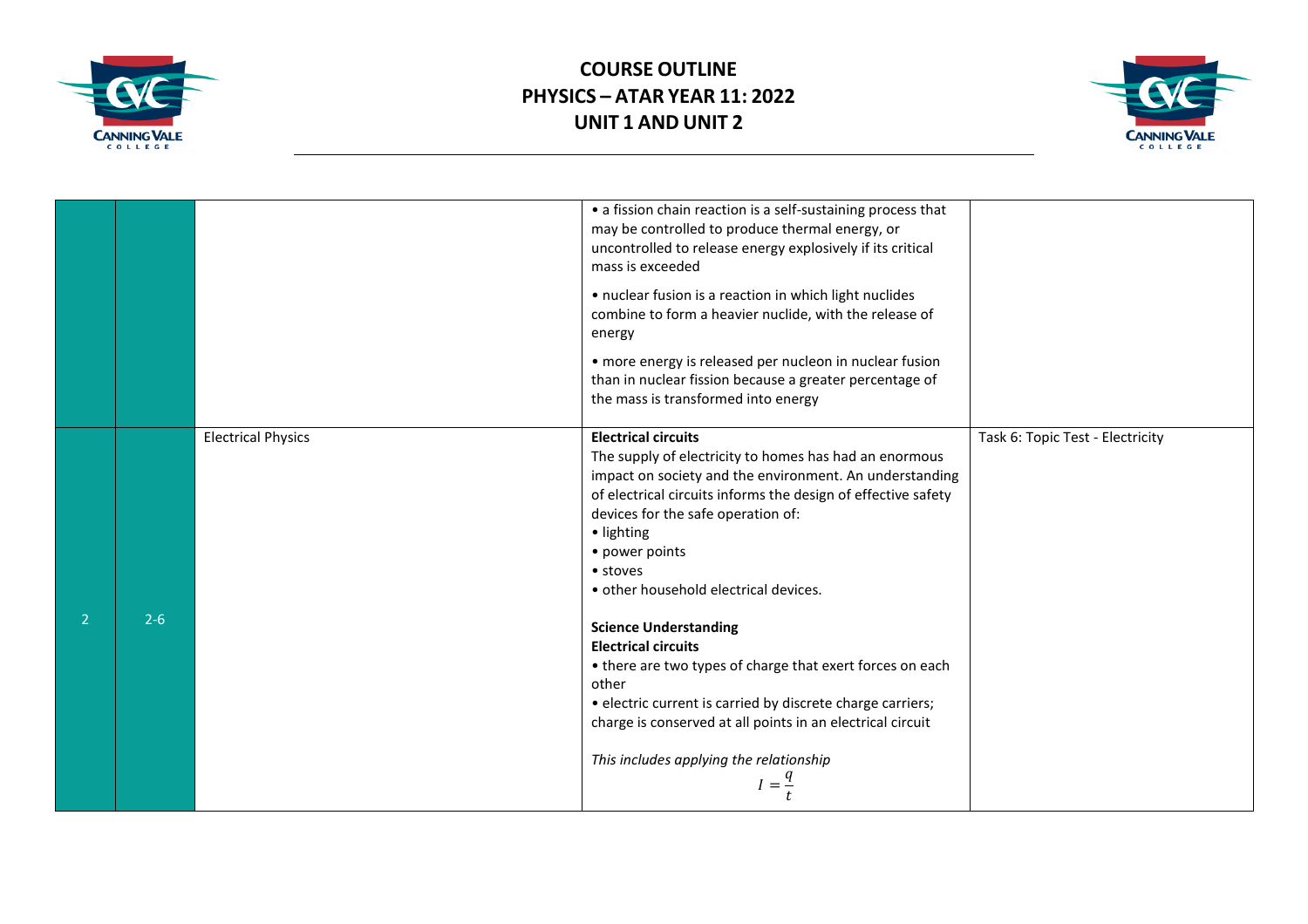| | | | | |
|---|---|---|---|---|
| | | | • a fission chain reaction is a self-sustaining process that may be controlled to produce thermal energy, or uncontrolled to release energy explosively if its critical mass is exceeded<br><br>• nuclear fusion is a reaction in which light nuclides combine to form a heavier nuclide, with the release of energy<br><br>• more energy is released per nucleon in nuclear fusion than in nuclear fission because a greater percentage of the mass is transformed into energy | |
| 2 | 2-6 | Electrical Physics | **Electrical circuits**<br>The supply of electricity to homes has had an enormous impact on society and the environment. An understanding of electrical circuits informs the design of effective safety devices for the safe operation of:<br>• lighting<br>• power points<br>• stoves<br>• other household electrical devices.<br><br>**Science Understanding**<br>**Electrical circuits**<br>• there are two types of charge that exert forces on each other<br>• electric current is carried by discrete charge carriers; charge is conserved at all points in an electrical circuit<br><br>*This includes applying the relationship*<br>$I = \frac{q}{t}$ | Task 6: Topic Test - Electricity |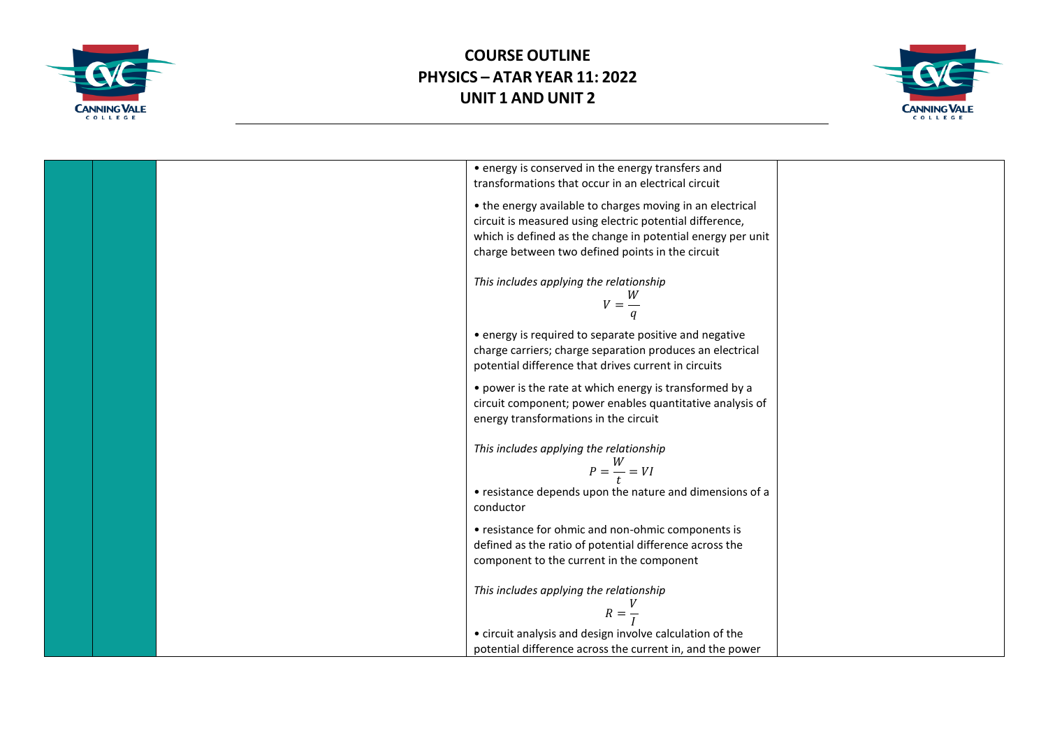| | | | | |
|---|---|---|---|---|
| | | | • energy is conserved in the energy transfers and transformations that occur in an electrical circuit<br><br>• the energy available to charges moving in an electrical circuit is measured using electric potential difference, which is defined as the change in potential energy per unit charge between two defined points in the circuit<br><br>*This includes applying the relationship*<br>$$V = \frac{W}{q}$$<br>• energy is required to separate positive and negative charge carriers; charge separation produces an electrical potential difference that drives current in circuits<br><br>• power is the rate at which energy is transformed by a circuit component; power enables quantitative analysis of energy transformations in the circuit<br><br>*This includes applying the relationship*<br>$$P = \frac{W}{t} = VI$$<br>• resistance depends upon the nature and dimensions of a conductor<br><br>• resistance for ohmic and non-ohmic components is defined as the ratio of potential difference across the component to the current in the component<br><br>*This includes applying the relationship*<br>$$R = \frac{V}{I}$$<br>• circuit analysis and design involve calculation of the potential difference across the current in, and the power | |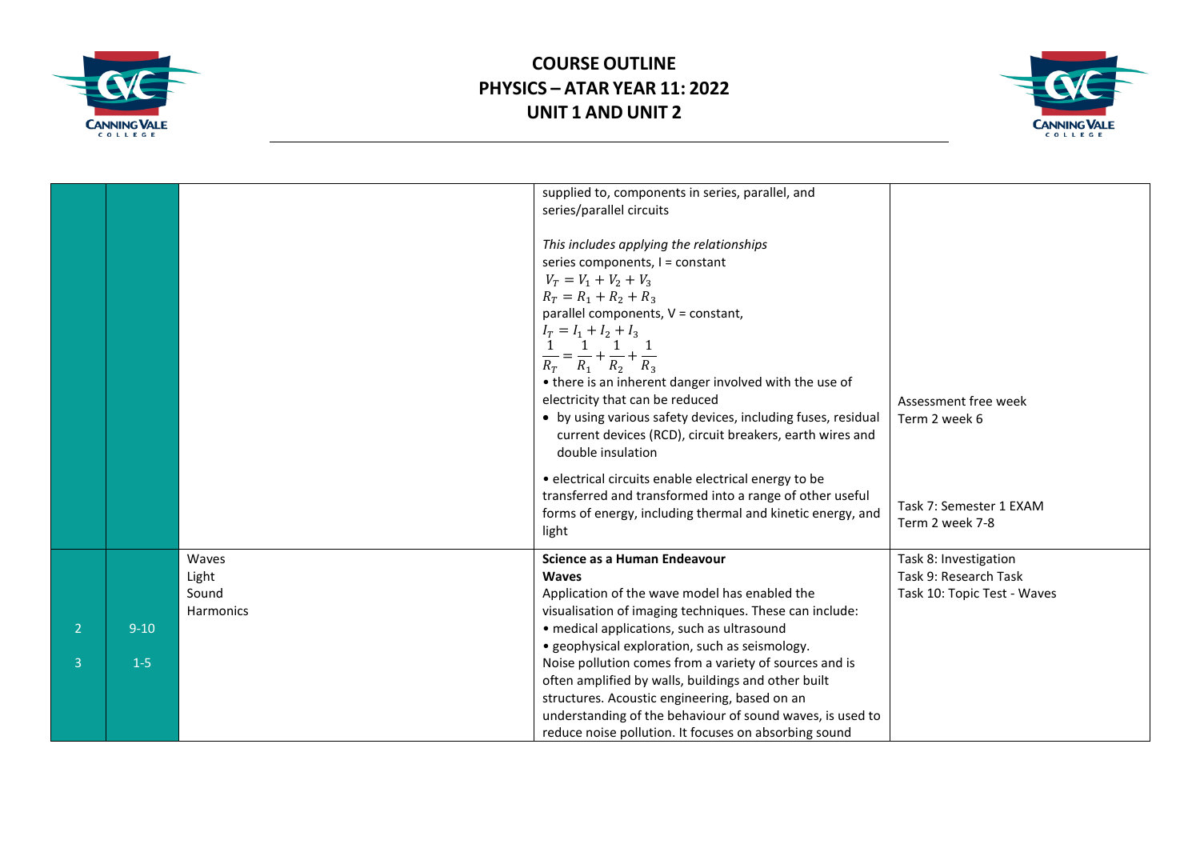| | | | | |
|---|---|---|---|---|
| | | | supplied to, components in series, parallel, and series/parallel circuits<br><br>*This includes applying the relationships*<br>series components, I = constant<br>$V_T = V_1 + V_2 + V_3$<br>$R_T = R_1 + R_2 + R_3$<br>parallel components, V = constant,<br>$I_T = I_1 + I_2 + I_3$<br>$\frac{1}{R_T} = \frac{1}{R_1} + \frac{1}{R_2} + \frac{1}{R_3}$<br>• there is an inherent danger involved with the use of electricity that can be reduced<br>• by using various safety devices, including fuses, residual current devices (RCD), circuit breakers, earth wires and double insulation<br><br>• electrical circuits enable electrical energy to be transferred and transformed into a range of other useful forms of energy, including thermal and kinetic energy, and light | Assessment free week<br>Term 2 week 6<br><br>Task 7: Semester 1 EXAM<br>Term 2 week 7-8 |
| 2<br><br>3 | 9-10<br><br>1-5 | Waves<br>Light<br>Sound<br>Harmonics | **Science as a Human Endeavour**<br>**Waves**<br>Application of the wave model has enabled the visualisation of imaging techniques. These can include:<br>• medical applications, such as ultrasound<br>• geophysical exploration, such as seismology.<br>Noise pollution comes from a variety of sources and is often amplified by walls, buildings and other built structures. Acoustic engineering, based on an understanding of the behaviour of sound waves, is used to reduce noise pollution. It focuses on absorbing sound | Task 8: Investigation<br>Task 9: Research Task<br>Task 10: Topic Test - Waves |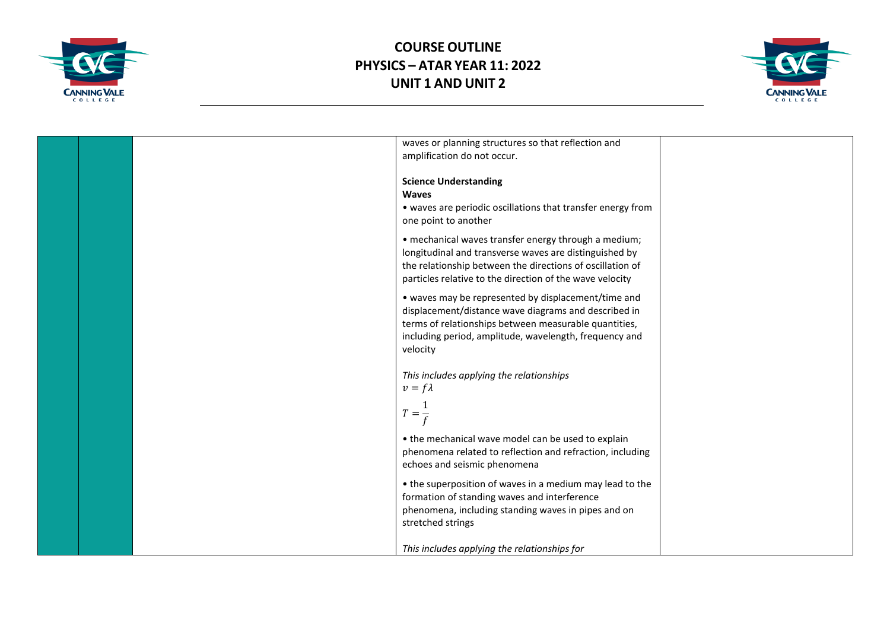| | | | | |
|---|---|---|---|---|
| | | | waves or planning structures so that reflection and amplification do not occur.<br><br>**Science Understanding**<br>**Waves**<br>• waves are periodic oscillations that transfer energy from one point to another<br><br>• mechanical waves transfer energy through a medium; longitudinal and transverse waves are distinguished by the relationship between the directions of oscillation of particles relative to the direction of the wave velocity<br><br>• waves may be represented by displacement/time and displacement/distance wave diagrams and described in terms of relationships between measurable quantities, including period, amplitude, wavelength, frequency and velocity<br><br>*This includes applying the relationships*<br>$v = f\lambda$<br>$T = \frac{1}{f}$<br><br>• the mechanical wave model can be used to explain phenomena related to reflection and refraction, including echoes and seismic phenomena<br><br>• the superposition of waves in a medium may lead to the formation of standing waves and interference phenomena, including standing waves in pipes and on stretched strings<br><br>*This includes applying the relationships for* | |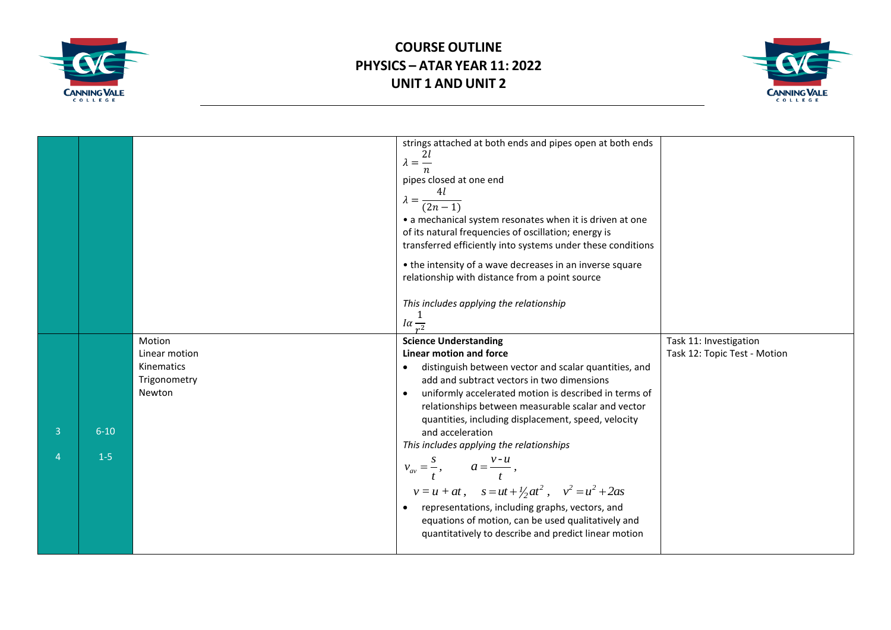| | | | | |
|---|---|---|---|---|
| | | | strings attached at both ends and pipes open at both ends<br>$\lambda = \frac{2l}{n}$<br>pipes closed at one end<br>$\lambda = \frac{4l}{(2n-1)}$<br>• a mechanical system resonates when it is driven at one of its natural frequencies of oscillation; energy is transferred efficiently into systems under these conditions<br>• the intensity of a wave decreases in an inverse square relationship with distance from a point source<br>*This includes applying the relationship*<br>$I \alpha \frac{1}{r^2}$ | |
| 3<br>4 | 6-10<br>1-5 | Motion<br>Linear motion<br>Kinematics<br>Trigonometry<br>Newton | **Science Understanding**<br>**Linear motion and force**<br>• distinguish between vector and scalar quantities, and add and subtract vectors in two dimensions<br>• uniformly accelerated motion is described in terms of relationships between measurable scalar and vector quantities, including displacement, speed, velocity and acceleration<br>*This includes applying the relationships*<br>$v_{av} = \frac{s}{t}$, $a = \frac{v-u}{t}$,<br>$v = u + at$, $s = ut + \frac{1}{2}at^2$, $v^2 = u^2 + 2as$<br>• representations, including graphs, vectors, and equations of motion, can be used qualitatively and quantitatively to describe and predict linear motion | Task 11: Investigation<br>Task 12: Topic Test - Motion |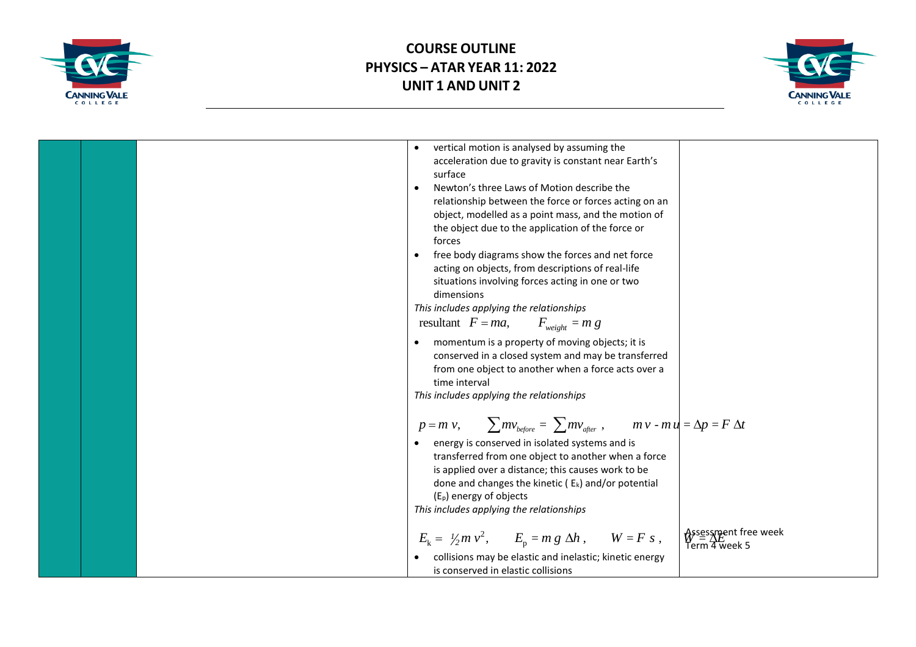# COURSE OUTLINE
# PHYSICS – ATAR YEAR 11: 2022
# UNIT 1 AND UNIT 2

| | | | | |
|---|---|---|---|---|
| | | | • vertical motion is analysed by assuming the acceleration due to gravity is constant near Earth's surface<br>• Newton's three Laws of Motion describe the relationship between the force or forces acting on an object, modelled as a point mass, and the motion of the object due to the application of the force or forces<br>• free body diagrams show the forces and net force acting on objects, from descriptions of real-life situations involving forces acting in one or two dimensions<br>*This includes applying the relationships*<br>resultant $F = ma$, $F_{weight} = m g$<br>• momentum is a property of moving objects; it is conserved in a closed system and may be transferred from one object to another when a force acts over a time interval<br>*This includes applying the relationships*<br>$p = m v$, $\sum mv_{before} = \sum mv_{after}$, $m v - m u = \Delta p = F \Delta t$<br>• energy is conserved in isolated systems and is transferred from one object to another when a force is applied over a distance; this causes work to be done and changes the kinetic ( $E_k$) and/or potential ($E_p$) energy of objects<br>*This includes applying the relationships*<br>$E_k = \frac{1}{2} m v^2$, $E_p = m g \Delta h$, $W = F s$, $W = \Delta E$<br>• collisions may be elastic and inelastic; kinetic energy is conserved in elastic collisions | Assessment free week<br>Term 4 week 5 |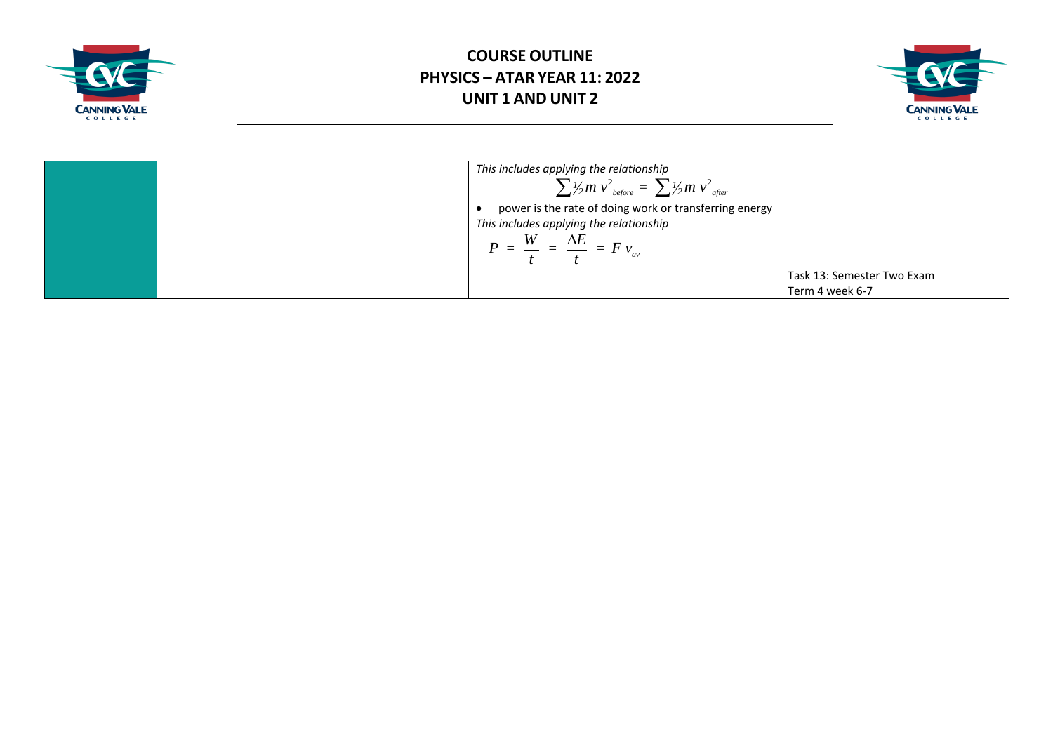# COURSE OUTLINE
# PHYSICS – ATAR YEAR 11: 2022
# UNIT 1 AND UNIT 2

| | | | | |
|---|---|---|---|---|
| | | | *This includes applying the relationship* $$\sum \tfrac{1}{2} m\, v^2_{before} = \sum \tfrac{1}{2} m\, v^2_{after}$$ • power is the rate of doing work or transferring energy *This includes applying the relationship* $$P = \frac{W}{t} = \frac{\Delta E}{t} = F\, v_{av}$$ | Task 13: Semester Two Exam Term 4 week 6-7 |